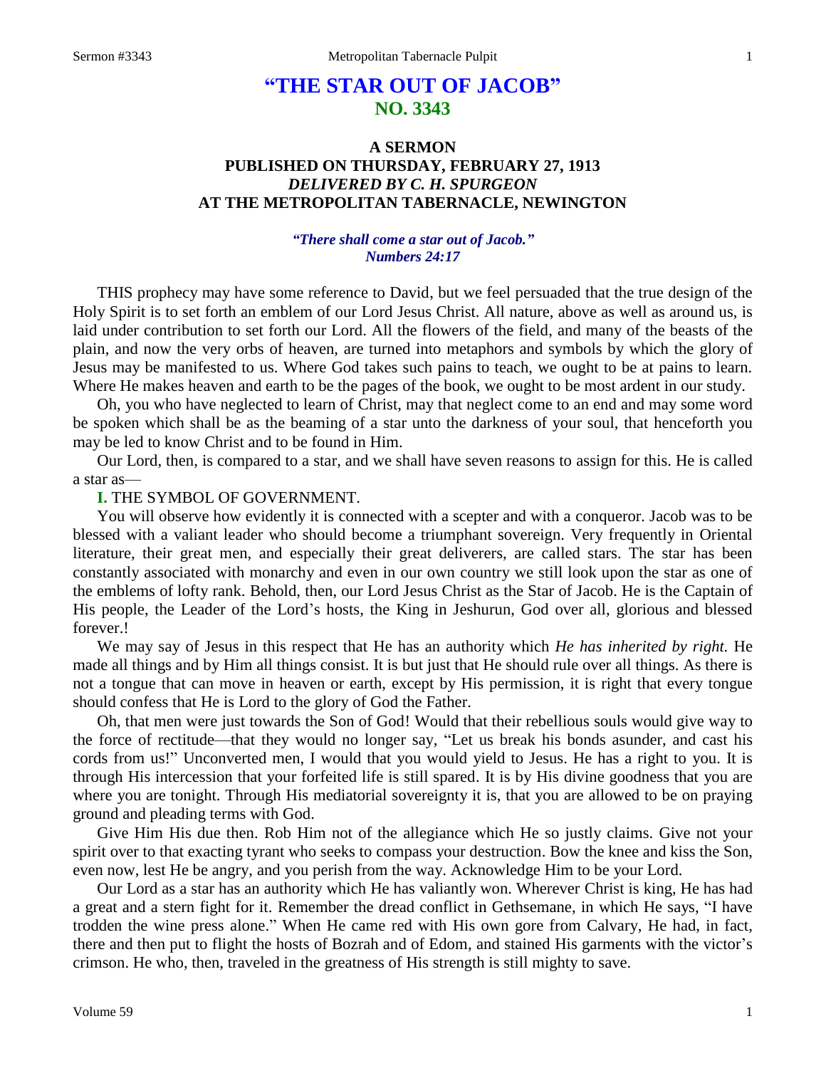# "THE STAR OUT OF JACOB"
## NO. 3343

### A SERMON
### PUBLISHED ON THURSDAY, FEBRUARY 27, 1913
### *DELIVERED BY C. H. SPURGEON*
### AT THE METROPOLITAN TABERNACLE, NEWINGTON

***"There shall come a star out of Jacob." Numbers 24:17***

THIS prophecy may have some reference to David, but we feel persuaded that the true design of the Holy Spirit is to set forth an emblem of our Lord Jesus Christ. All nature, above as well as around us, is laid under contribution to set forth our Lord. All the flowers of the field, and many of the beasts of the plain, and now the very orbs of heaven, are turned into metaphors and symbols by which the glory of Jesus may be manifested to us. Where God takes such pains to teach, we ought to be at pains to learn. Where He makes heaven and earth to be the pages of the book, we ought to be most ardent in our study.

Oh, you who have neglected to learn of Christ, may that neglect come to an end and may some word be spoken which shall be as the beaming of a star unto the darkness of your soul, that henceforth you may be led to know Christ and to be found in Him.

Our Lord, then, is compared to a star, and we shall have seven reasons to assign for this. He is called a star as—

**I.** THE SYMBOL OF GOVERNMENT.

You will observe how evidently it is connected with a scepter and with a conqueror. Jacob was to be blessed with a valiant leader who should become a triumphant sovereign. Very frequently in Oriental literature, their great men, and especially their great deliverers, are called stars. The star has been constantly associated with monarchy and even in our own country we still look upon the star as one of the emblems of lofty rank. Behold, then, our Lord Jesus Christ as the Star of Jacob. He is the Captain of His people, the Leader of the Lord's hosts, the King in Jeshurun, God over all, glorious and blessed forever.!

We may say of Jesus in this respect that He has an authority which *He has inherited by right.* He made all things and by Him all things consist. It is but just that He should rule over all things. As there is not a tongue that can move in heaven or earth, except by His permission, it is right that every tongue should confess that He is Lord to the glory of God the Father.

Oh, that men were just towards the Son of God! Would that their rebellious souls would give way to the force of rectitude—that they would no longer say, "Let us break his bonds asunder, and cast his cords from us!" Unconverted men, I would that you would yield to Jesus. He has a right to you. It is through His intercession that your forfeited life is still spared. It is by His divine goodness that you are where you are tonight. Through His mediatorial sovereignty it is, that you are allowed to be on praying ground and pleading terms with God.

Give Him His due then. Rob Him not of the allegiance which He so justly claims. Give not your spirit over to that exacting tyrant who seeks to compass your destruction. Bow the knee and kiss the Son, even now, lest He be angry, and you perish from the way. Acknowledge Him to be your Lord.

Our Lord as a star has an authority which He has valiantly won. Wherever Christ is king, He has had a great and a stern fight for it. Remember the dread conflict in Gethsemane, in which He says, "I have trodden the wine press alone." When He came red with His own gore from Calvary, He had, in fact, there and then put to flight the hosts of Bozrah and of Edom, and stained His garments with the victor's crimson. He who, then, traveled in the greatness of His strength is still mighty to save.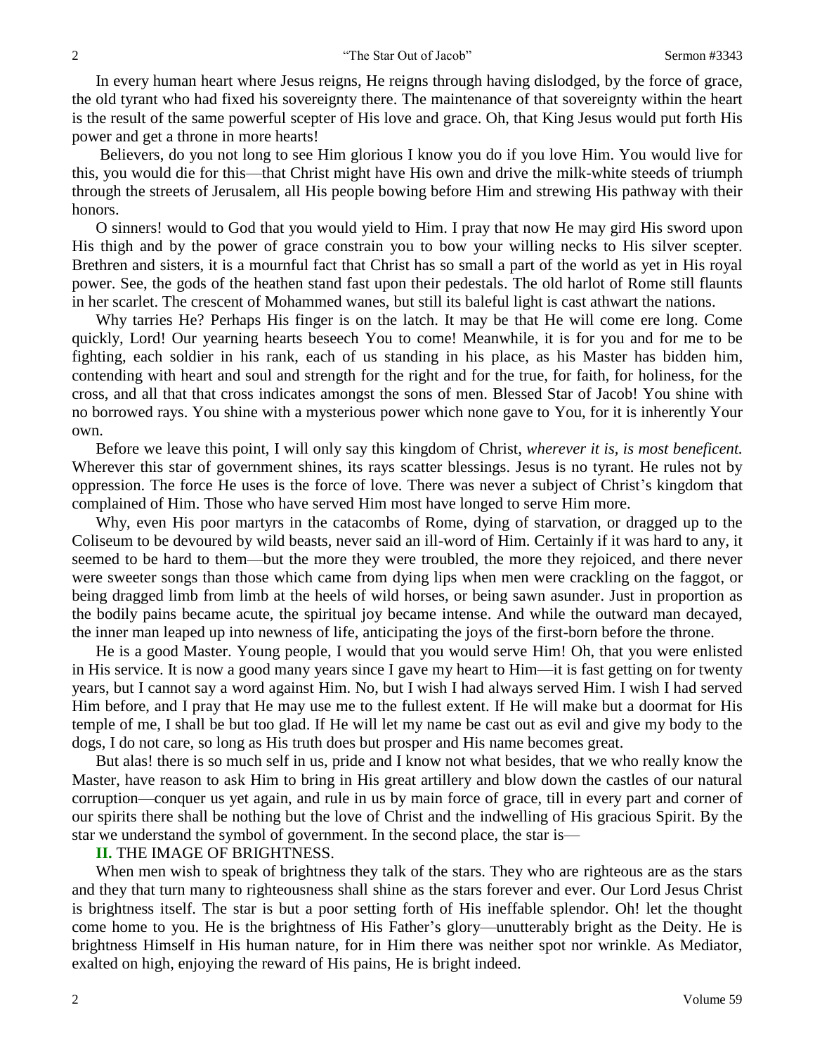In every human heart where Jesus reigns, He reigns through having dislodged, by the force of grace, the old tyrant who had fixed his sovereignty there. The maintenance of that sovereignty within the heart is the result of the same powerful scepter of His love and grace. Oh, that King Jesus would put forth His power and get a throne in more hearts!

Believers, do you not long to see Him glorious I know you do if you love Him. You would live for this, you would die for this—that Christ might have His own and drive the milk-white steeds of triumph through the streets of Jerusalem, all His people bowing before Him and strewing His pathway with their honors.

O sinners! would to God that you would yield to Him. I pray that now He may gird His sword upon His thigh and by the power of grace constrain you to bow your willing necks to His silver scepter. Brethren and sisters, it is a mournful fact that Christ has so small a part of the world as yet in His royal power. See, the gods of the heathen stand fast upon their pedestals. The old harlot of Rome still flaunts in her scarlet. The crescent of Mohammed wanes, but still its baleful light is cast athwart the nations.

Why tarries He? Perhaps His finger is on the latch. It may be that He will come ere long. Come quickly, Lord! Our yearning hearts beseech You to come! Meanwhile, it is for you and for me to be fighting, each soldier in his rank, each of us standing in his place, as his Master has bidden him, contending with heart and soul and strength for the right and for the true, for faith, for holiness, for the cross, and all that that cross indicates amongst the sons of men. Blessed Star of Jacob! You shine with no borrowed rays. You shine with a mysterious power which none gave to You, for it is inherently Your own.

Before we leave this point, I will only say this kingdom of Christ, *wherever it is, is most beneficent.* Wherever this star of government shines, its rays scatter blessings. Jesus is no tyrant. He rules not by oppression. The force He uses is the force of love. There was never a subject of Christ's kingdom that complained of Him. Those who have served Him most have longed to serve Him more.

Why, even His poor martyrs in the catacombs of Rome, dying of starvation, or dragged up to the Coliseum to be devoured by wild beasts, never said an ill-word of Him. Certainly if it was hard to any, it seemed to be hard to them—but the more they were troubled, the more they rejoiced, and there never were sweeter songs than those which came from dying lips when men were crackling on the faggot, or being dragged limb from limb at the heels of wild horses, or being sawn asunder. Just in proportion as the bodily pains became acute, the spiritual joy became intense. And while the outward man decayed, the inner man leaped up into newness of life, anticipating the joys of the first-born before the throne.

He is a good Master. Young people, I would that you would serve Him! Oh, that you were enlisted in His service. It is now a good many years since I gave my heart to Him—it is fast getting on for twenty years, but I cannot say a word against Him. No, but I wish I had always served Him. I wish I had served Him before, and I pray that He may use me to the fullest extent. If He will make but a doormat for His temple of me, I shall be but too glad. If He will let my name be cast out as evil and give my body to the dogs, I do not care, so long as His truth does but prosper and His name becomes great.

But alas! there is so much self in us, pride and I know not what besides, that we who really know the Master, have reason to ask Him to bring in His great artillery and blow down the castles of our natural corruption—conquer us yet again, and rule in us by main force of grace, till in every part and corner of our spirits there shall be nothing but the love of Christ and the indwelling of His gracious Spirit. By the star we understand the symbol of government. In the second place, the star is—

**II.** THE IMAGE OF BRIGHTNESS.

When men wish to speak of brightness they talk of the stars. They who are righteous are as the stars and they that turn many to righteousness shall shine as the stars forever and ever. Our Lord Jesus Christ is brightness itself. The star is but a poor setting forth of His ineffable splendor. Oh! let the thought come home to you. He is the brightness of His Father's glory—unutterably bright as the Deity. He is brightness Himself in His human nature, for in Him there was neither spot nor wrinkle. As Mediator, exalted on high, enjoying the reward of His pains, He is bright indeed.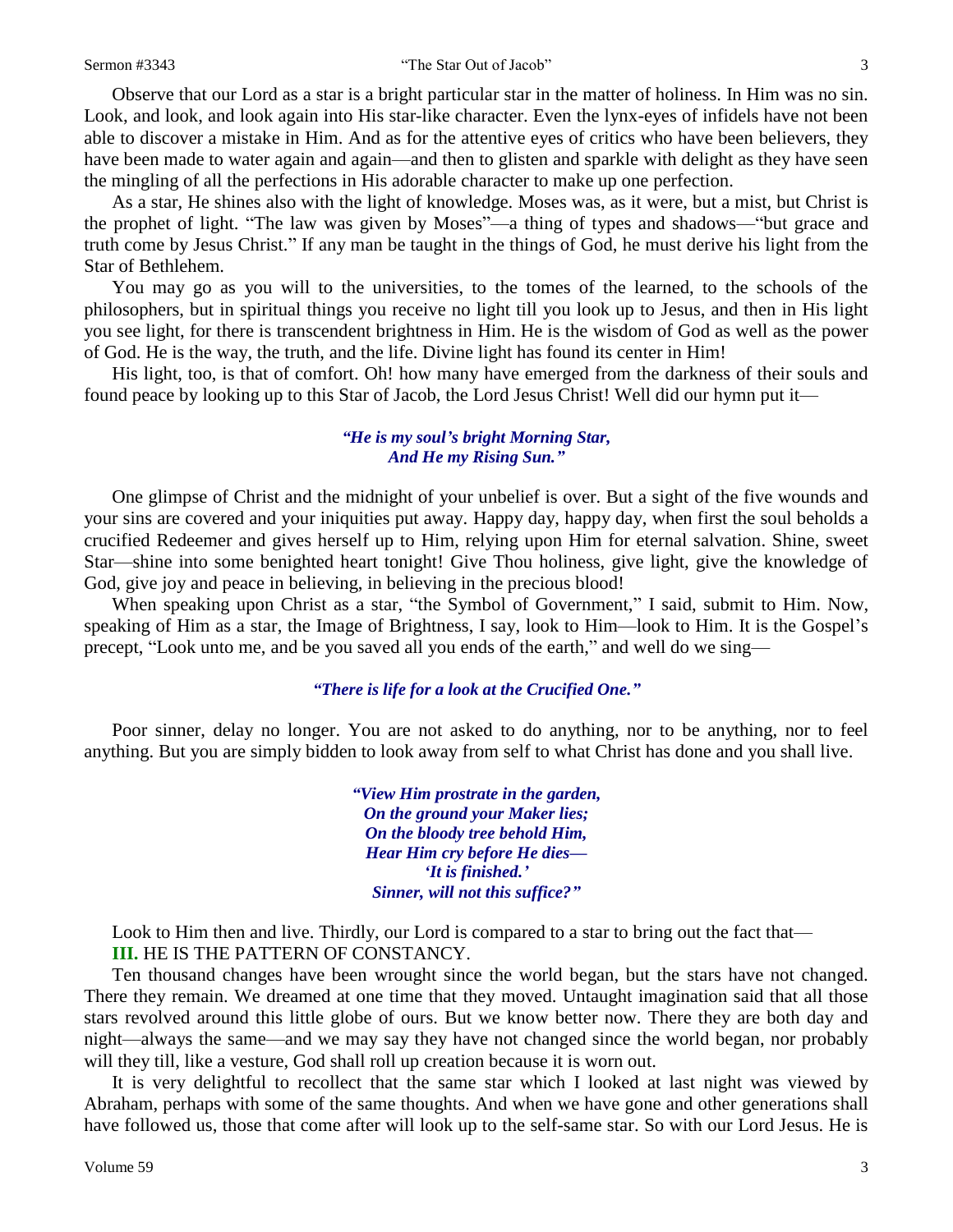Observe that our Lord as a star is a bright particular star in the matter of holiness. In Him was no sin. Look, and look, and look again into His star-like character. Even the lynx-eyes of infidels have not been able to discover a mistake in Him. And as for the attentive eyes of critics who have been believers, they have been made to water again and again—and then to glisten and sparkle with delight as they have seen the mingling of all the perfections in His adorable character to make up one perfection.

As a star, He shines also with the light of knowledge. Moses was, as it were, but a mist, but Christ is the prophet of light. "The law was given by Moses"—a thing of types and shadows—"but grace and truth come by Jesus Christ." If any man be taught in the things of God, he must derive his light from the Star of Bethlehem.

You may go as you will to the universities, to the tomes of the learned, to the schools of the philosophers, but in spiritual things you receive no light till you look up to Jesus, and then in His light you see light, for there is transcendent brightness in Him. He is the wisdom of God as well as the power of God. He is the way, the truth, and the life. Divine light has found its center in Him!

His light, too, is that of comfort. Oh! how many have emerged from the darkness of their souls and found peace by looking up to this Star of Jacob, the Lord Jesus Christ! Well did our hymn put it—

> ***"He is my soul's bright Morning Star,***
> ***And He my Rising Sun."***

One glimpse of Christ and the midnight of your unbelief is over. But a sight of the five wounds and your sins are covered and your iniquities put away. Happy day, happy day, when first the soul beholds a crucified Redeemer and gives herself up to Him, relying upon Him for eternal salvation. Shine, sweet Star—shine into some benighted heart tonight! Give Thou holiness, give light, give the knowledge of God, give joy and peace in believing, in believing in the precious blood!

When speaking upon Christ as a star, "the Symbol of Government," I said, submit to Him. Now, speaking of Him as a star, the Image of Brightness, I say, look to Him—look to Him. It is the Gospel's precept, "Look unto me, and be you saved all you ends of the earth," and well do we sing—

> ***"There is life for a look at the Crucified One."***

Poor sinner, delay no longer. You are not asked to do anything, nor to be anything, nor to feel anything. But you are simply bidden to look away from self to what Christ has done and you shall live.

> ***"View Him prostrate in the garden,***
> ***On the ground your Maker lies;***
> ***On the bloody tree behold Him,***
> ***Hear Him cry before He dies—***
> ***'It is finished.'***
> ***Sinner, will not this suffice?"***

Look to Him then and live. Thirdly, our Lord is compared to a star to bring out the fact that—

**III.** HE IS THE PATTERN OF CONSTANCY.

Ten thousand changes have been wrought since the world began, but the stars have not changed. There they remain. We dreamed at one time that they moved. Untaught imagination said that all those stars revolved around this little globe of ours. But we know better now. There they are both day and night—always the same—and we may say they have not changed since the world began, nor probably will they till, like a vesture, God shall roll up creation because it is worn out.

It is very delightful to recollect that the same star which I looked at last night was viewed by Abraham, perhaps with some of the same thoughts. And when we have gone and other generations shall have followed us, those that come after will look up to the self-same star. So with our Lord Jesus. He is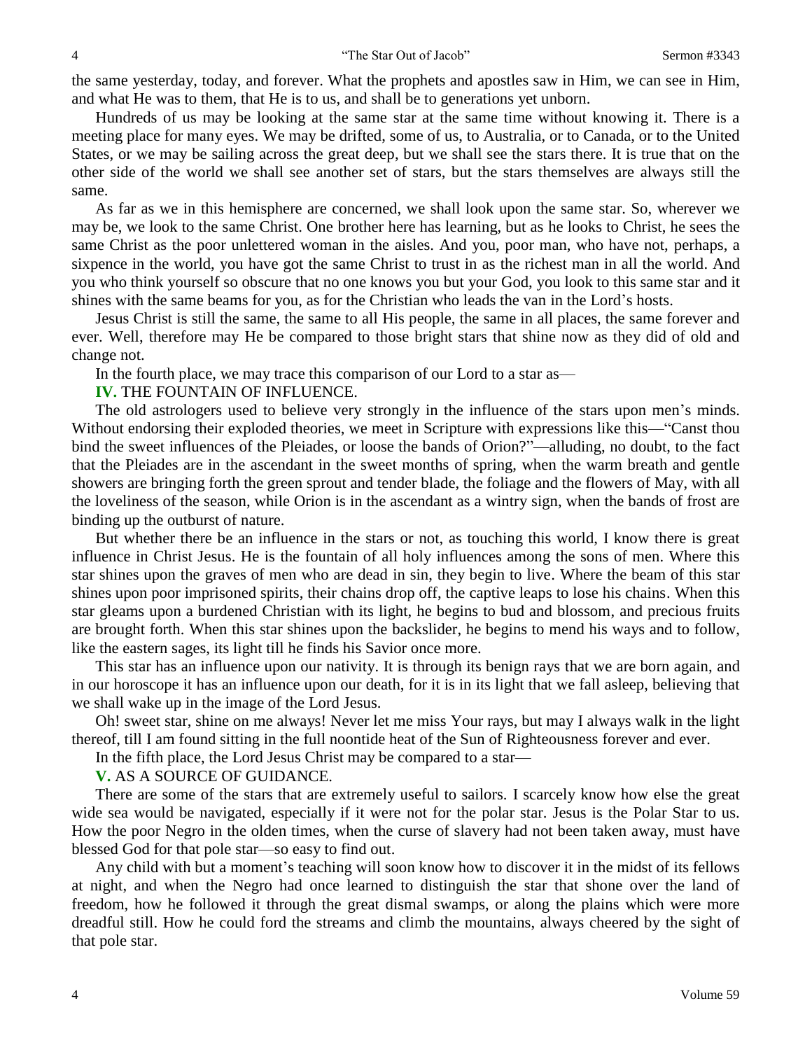the same yesterday, today, and forever. What the prophets and apostles saw in Him, we can see in Him, and what He was to them, that He is to us, and shall be to generations yet unborn.

Hundreds of us may be looking at the same star at the same time without knowing it. There is a meeting place for many eyes. We may be drifted, some of us, to Australia, or to Canada, or to the United States, or we may be sailing across the great deep, but we shall see the stars there. It is true that on the other side of the world we shall see another set of stars, but the stars themselves are always still the same.

As far as we in this hemisphere are concerned, we shall look upon the same star. So, wherever we may be, we look to the same Christ. One brother here has learning, but as he looks to Christ, he sees the same Christ as the poor unlettered woman in the aisles. And you, poor man, who have not, perhaps, a sixpence in the world, you have got the same Christ to trust in as the richest man in all the world. And you who think yourself so obscure that no one knows you but your God, you look to this same star and it shines with the same beams for you, as for the Christian who leads the van in the Lord's hosts.

Jesus Christ is still the same, the same to all His people, the same in all places, the same forever and ever. Well, therefore may He be compared to those bright stars that shine now as they did of old and change not.

In the fourth place, we may trace this comparison of our Lord to a star as—

**IV.** THE FOUNTAIN OF INFLUENCE.

The old astrologers used to believe very strongly in the influence of the stars upon men's minds. Without endorsing their exploded theories, we meet in Scripture with expressions like this—"Canst thou bind the sweet influences of the Pleiades, or loose the bands of Orion?"—alluding, no doubt, to the fact that the Pleiades are in the ascendant in the sweet months of spring, when the warm breath and gentle showers are bringing forth the green sprout and tender blade, the foliage and the flowers of May, with all the loveliness of the season, while Orion is in the ascendant as a wintry sign, when the bands of frost are binding up the outburst of nature.

But whether there be an influence in the stars or not, as touching this world, I know there is great influence in Christ Jesus. He is the fountain of all holy influences among the sons of men. Where this star shines upon the graves of men who are dead in sin, they begin to live. Where the beam of this star shines upon poor imprisoned spirits, their chains drop off, the captive leaps to lose his chains. When this star gleams upon a burdened Christian with its light, he begins to bud and blossom, and precious fruits are brought forth. When this star shines upon the backslider, he begins to mend his ways and to follow, like the eastern sages, its light till he finds his Savior once more.

This star has an influence upon our nativity. It is through its benign rays that we are born again, and in our horoscope it has an influence upon our death, for it is in its light that we fall asleep, believing that we shall wake up in the image of the Lord Jesus.

Oh! sweet star, shine on me always! Never let me miss Your rays, but may I always walk in the light thereof, till I am found sitting in the full noontide heat of the Sun of Righteousness forever and ever.

In the fifth place, the Lord Jesus Christ may be compared to a star—

**V.** AS A SOURCE OF GUIDANCE.

There are some of the stars that are extremely useful to sailors. I scarcely know how else the great wide sea would be navigated, especially if it were not for the polar star. Jesus is the Polar Star to us. How the poor Negro in the olden times, when the curse of slavery had not been taken away, must have blessed God for that pole star—so easy to find out.

Any child with but a moment's teaching will soon know how to discover it in the midst of its fellows at night, and when the Negro had once learned to distinguish the star that shone over the land of freedom, how he followed it through the great dismal swamps, or along the plains which were more dreadful still. How he could ford the streams and climb the mountains, always cheered by the sight of that pole star.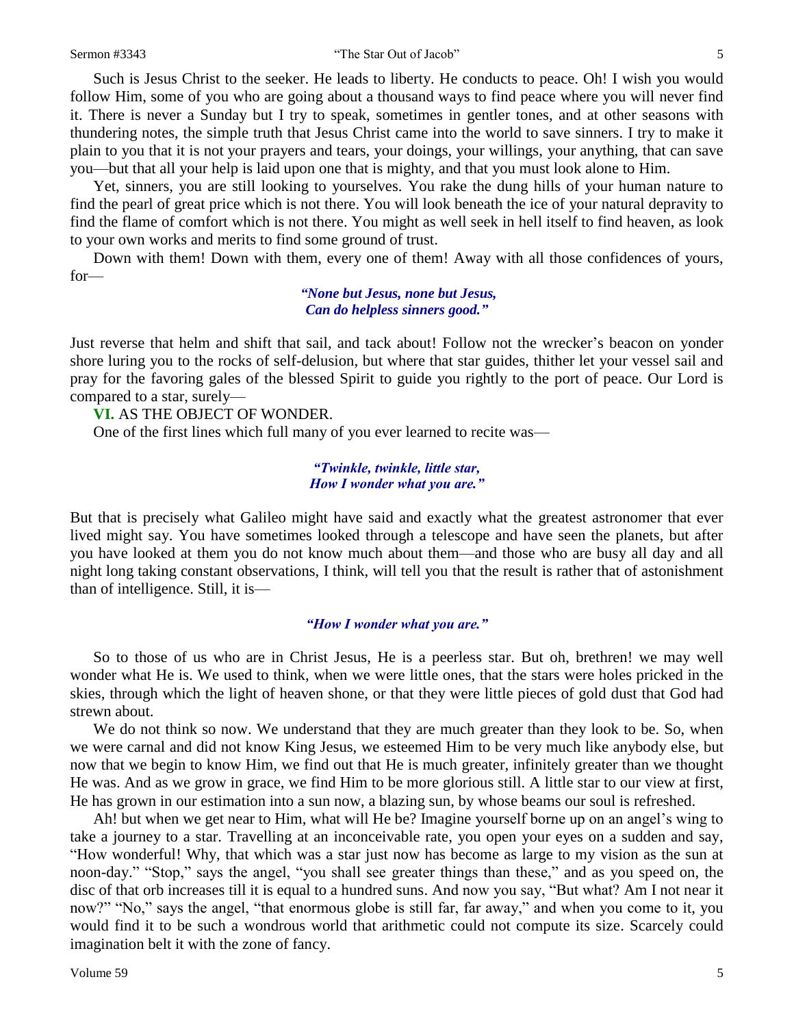Such is Jesus Christ to the seeker. He leads to liberty. He conducts to peace. Oh! I wish you would follow Him, some of you who are going about a thousand ways to find peace where you will never find it. There is never a Sunday but I try to speak, sometimes in gentler tones, and at other seasons with thundering notes, the simple truth that Jesus Christ came into the world to save sinners. I try to make it plain to you that it is not your prayers and tears, your doings, your willings, your anything, that can save you—but that all your help is laid upon one that is mighty, and that you must look alone to Him.

Yet, sinners, you are still looking to yourselves. You rake the dung hills of your human nature to find the pearl of great price which is not there. You will look beneath the ice of your natural depravity to find the flame of comfort which is not there. You might as well seek in hell itself to find heaven, as look to your own works and merits to find some ground of trust.

Down with them! Down with them, every one of them! Away with all those confidences of yours, for—

> ***"None but Jesus, none but Jesus,***
> ***Can do helpless sinners good."***

Just reverse that helm and shift that sail, and tack about! Follow not the wrecker's beacon on yonder shore luring you to the rocks of self-delusion, but where that star guides, thither let your vessel sail and pray for the favoring gales of the blessed Spirit to guide you rightly to the port of peace. Our Lord is compared to a star, surely—

**VI.** AS THE OBJECT OF WONDER.

One of the first lines which full many of you ever learned to recite was—

> ***"Twinkle, twinkle, little star,***
> ***How I wonder what you are."***

But that is precisely what Galileo might have said and exactly what the greatest astronomer that ever lived might say. You have sometimes looked through a telescope and have seen the planets, but after you have looked at them you do not know much about them—and those who are busy all day and all night long taking constant observations, I think, will tell you that the result is rather that of astonishment than of intelligence. Still, it is—

> ***"How I wonder what you are."***

So to those of us who are in Christ Jesus, He is a peerless star. But oh, brethren! we may well wonder what He is. We used to think, when we were little ones, that the stars were holes pricked in the skies, through which the light of heaven shone, or that they were little pieces of gold dust that God had strewn about.

We do not think so now. We understand that they are much greater than they look to be. So, when we were carnal and did not know King Jesus, we esteemed Him to be very much like anybody else, but now that we begin to know Him, we find out that He is much greater, infinitely greater than we thought He was. And as we grow in grace, we find Him to be more glorious still. A little star to our view at first, He has grown in our estimation into a sun now, a blazing sun, by whose beams our soul is refreshed.

Ah! but when we get near to Him, what will He be? Imagine yourself borne up on an angel's wing to take a journey to a star. Travelling at an inconceivable rate, you open your eyes on a sudden and say, "How wonderful! Why, that which was a star just now has become as large to my vision as the sun at noon-day." "Stop," says the angel, "you shall see greater things than these," and as you speed on, the disc of that orb increases till it is equal to a hundred suns. And now you say, "But what? Am I not near it now?" "No," says the angel, "that enormous globe is still far, far away," and when you come to it, you would find it to be such a wondrous world that arithmetic could not compute its size. Scarcely could imagination belt it with the zone of fancy.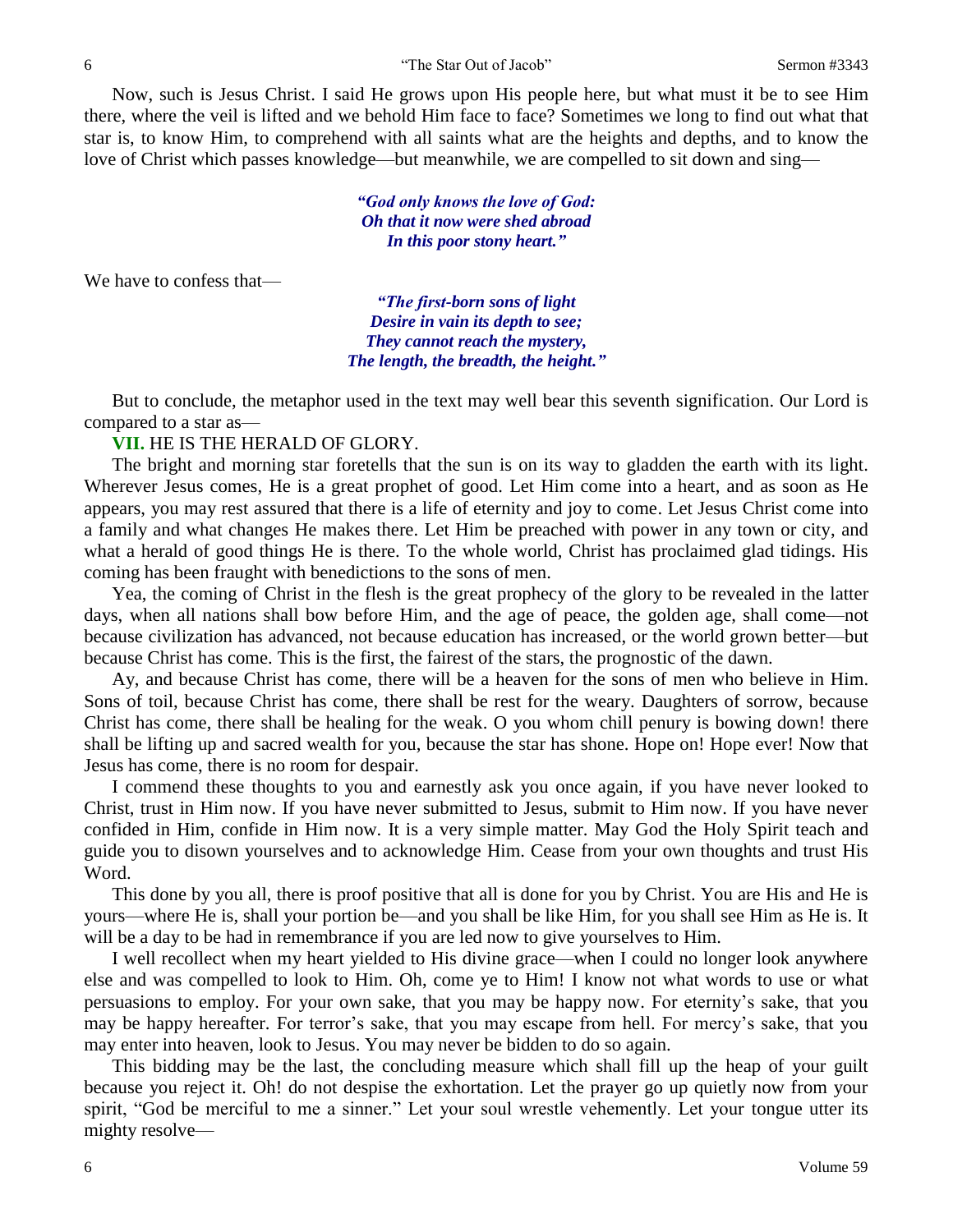Now, such is Jesus Christ. I said He grows upon His people here, but what must it be to see Him there, where the veil is lifted and we behold Him face to face? Sometimes we long to find out what that star is, to know Him, to comprehend with all saints what are the heights and depths, and to know the love of Christ which passes knowledge—but meanwhile, we are compelled to sit down and sing—

> ***"God only knows the love of God:***
> ***Oh that it now were shed abroad***
> ***In this poor stony heart."***

We have to confess that—

> ***"The first-born sons of light***
> ***Desire in vain its depth to see;***
> ***They cannot reach the mystery,***
> ***The length, the breadth, the height."***

But to conclude, the metaphor used in the text may well bear this seventh signification. Our Lord is compared to a star as—

**VII.** HE IS THE HERALD OF GLORY.

The bright and morning star foretells that the sun is on its way to gladden the earth with its light. Wherever Jesus comes, He is a great prophet of good. Let Him come into a heart, and as soon as He appears, you may rest assured that there is a life of eternity and joy to come. Let Jesus Christ come into a family and what changes He makes there. Let Him be preached with power in any town or city, and what a herald of good things He is there. To the whole world, Christ has proclaimed glad tidings. His coming has been fraught with benedictions to the sons of men.

Yea, the coming of Christ in the flesh is the great prophecy of the glory to be revealed in the latter days, when all nations shall bow before Him, and the age of peace, the golden age, shall come—not because civilization has advanced, not because education has increased, or the world grown better—but because Christ has come. This is the first, the fairest of the stars, the prognostic of the dawn.

Ay, and because Christ has come, there will be a heaven for the sons of men who believe in Him. Sons of toil, because Christ has come, there shall be rest for the weary. Daughters of sorrow, because Christ has come, there shall be healing for the weak. O you whom chill penury is bowing down! there shall be lifting up and sacred wealth for you, because the star has shone. Hope on! Hope ever! Now that Jesus has come, there is no room for despair.

I commend these thoughts to you and earnestly ask you once again, if you have never looked to Christ, trust in Him now. If you have never submitted to Jesus, submit to Him now. If you have never confided in Him, confide in Him now. It is a very simple matter. May God the Holy Spirit teach and guide you to disown yourselves and to acknowledge Him. Cease from your own thoughts and trust His Word.

This done by you all, there is proof positive that all is done for you by Christ. You are His and He is yours—where He is, shall your portion be—and you shall be like Him, for you shall see Him as He is. It will be a day to be had in remembrance if you are led now to give yourselves to Him.

I well recollect when my heart yielded to His divine grace—when I could no longer look anywhere else and was compelled to look to Him. Oh, come ye to Him! I know not what words to use or what persuasions to employ. For your own sake, that you may be happy now. For eternity's sake, that you may be happy hereafter. For terror's sake, that you may escape from hell. For mercy's sake, that you may enter into heaven, look to Jesus. You may never be bidden to do so again.

This bidding may be the last, the concluding measure which shall fill up the heap of your guilt because you reject it. Oh! do not despise the exhortation. Let the prayer go up quietly now from your spirit, "God be merciful to me a sinner." Let your soul wrestle vehemently. Let your tongue utter its mighty resolve—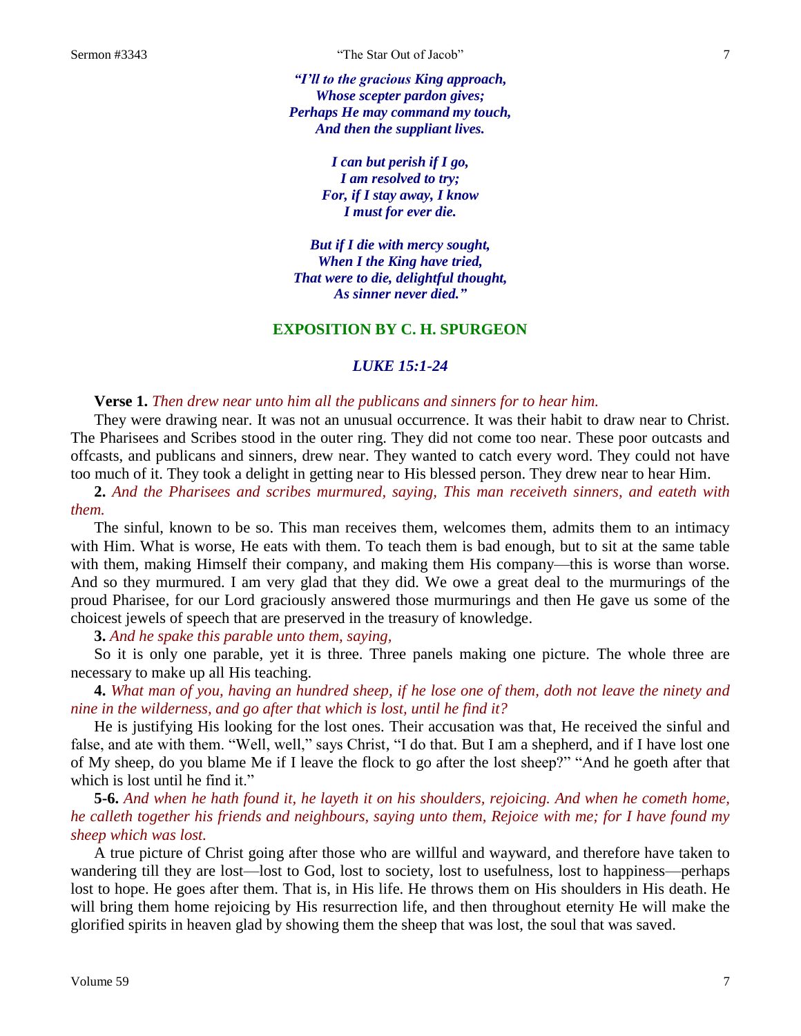*"I'll to the gracious King approach,*
*Whose scepter pardon gives;*
*Perhaps He may command my touch,*
*And then the suppliant lives.*

*I can but perish if I go,*
*I am resolved to try;*
*For, if I stay away, I know*
*I must for ever die.*

*But if I die with mercy sought,*
*When I the King have tried,*
*That were to die, delightful thought,*
*As sinner never died."*

## EXPOSITION BY C. H. SPURGEON

### *LUKE 15:1-24*

**Verse 1.** *Then drew near unto him all the publicans and sinners for to hear him.*

They were drawing near. It was not an unusual occurrence. It was their habit to draw near to Christ. The Pharisees and Scribes stood in the outer ring. They did not come too near. These poor outcasts and offcasts, and publicans and sinners, drew near. They wanted to catch every word. They could not have too much of it. They took a delight in getting near to His blessed person. They drew near to hear Him.

**2.** *And the Pharisees and scribes murmured, saying, This man receiveth sinners, and eateth with them.*

The sinful, known to be so. This man receives them, welcomes them, admits them to an intimacy with Him. What is worse, He eats with them. To teach them is bad enough, but to sit at the same table with them, making Himself their company, and making them His company—this is worse than worse. And so they murmured. I am very glad that they did. We owe a great deal to the murmurings of the proud Pharisee, for our Lord graciously answered those murmurings and then He gave us some of the choicest jewels of speech that are preserved in the treasury of knowledge.

**3.** *And he spake this parable unto them, saying,*

So it is only one parable, yet it is three. Three panels making one picture. The whole three are necessary to make up all His teaching.

**4.** *What man of you, having an hundred sheep, if he lose one of them, doth not leave the ninety and nine in the wilderness, and go after that which is lost, until he find it?*

He is justifying His looking for the lost ones. Their accusation was that, He received the sinful and false, and ate with them. "Well, well," says Christ, "I do that. But I am a shepherd, and if I have lost one of My sheep, do you blame Me if I leave the flock to go after the lost sheep?" "And he goeth after that which is lost until he find it."

**5-6.** *And when he hath found it, he layeth it on his shoulders, rejoicing. And when he cometh home, he calleth together his friends and neighbours, saying unto them, Rejoice with me; for I have found my sheep which was lost.*

A true picture of Christ going after those who are willful and wayward, and therefore have taken to wandering till they are lost—lost to God, lost to society, lost to usefulness, lost to happiness—perhaps lost to hope. He goes after them. That is, in His life. He throws them on His shoulders in His death. He will bring them home rejoicing by His resurrection life, and then throughout eternity He will make the glorified spirits in heaven glad by showing them the sheep that was lost, the soul that was saved.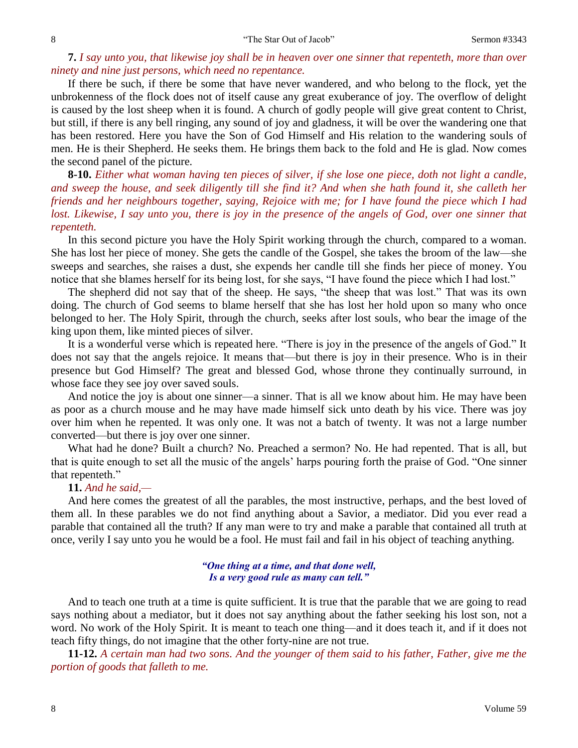**7.** *I say unto you, that likewise joy shall be in heaven over one sinner that repenteth, more than over ninety and nine just persons, which need no repentance.*

If there be such, if there be some that have never wandered, and who belong to the flock, yet the unbrokenness of the flock does not of itself cause any great exuberance of joy. The overflow of delight is caused by the lost sheep when it is found. A church of godly people will give great content to Christ, but still, if there is any bell ringing, any sound of joy and gladness, it will be over the wandering one that has been restored. Here you have the Son of God Himself and His relation to the wandering souls of men. He is their Shepherd. He seeks them. He brings them back to the fold and He is glad. Now comes the second panel of the picture.

**8-10.** *Either what woman having ten pieces of silver, if she lose one piece, doth not light a candle, and sweep the house, and seek diligently till she find it? And when she hath found it, she calleth her friends and her neighbours together, saying, Rejoice with me; for I have found the piece which I had lost. Likewise, I say unto you, there is joy in the presence of the angels of God, over one sinner that repenteth.*

In this second picture you have the Holy Spirit working through the church, compared to a woman. She has lost her piece of money. She gets the candle of the Gospel, she takes the broom of the law—she sweeps and searches, she raises a dust, she expends her candle till she finds her piece of money. You notice that she blames herself for its being lost, for she says, "I have found the piece which I had lost."

The shepherd did not say that of the sheep. He says, "the sheep that was lost." That was its own doing. The church of God seems to blame herself that she has lost her hold upon so many who once belonged to her. The Holy Spirit, through the church, seeks after lost souls, who bear the image of the king upon them, like minted pieces of silver.

It is a wonderful verse which is repeated here. "There is joy in the presence of the angels of God." It does not say that the angels rejoice. It means that—but there is joy in their presence. Who is in their presence but God Himself? The great and blessed God, whose throne they continually surround, in whose face they see joy over saved souls.

And notice the joy is about one sinner—a sinner. That is all we know about him. He may have been as poor as a church mouse and he may have made himself sick unto death by his vice. There was joy over him when he repented. It was only one. It was not a batch of twenty. It was not a large number converted—but there is joy over one sinner.

What had he done? Built a church? No. Preached a sermon? No. He had repented. That is all, but that is quite enough to set all the music of the angels' harps pouring forth the praise of God. "One sinner that repenteth."

**11.** *And he said,—*

And here comes the greatest of all the parables, the most instructive, perhaps, and the best loved of them all. In these parables we do not find anything about a Savior, a mediator. Did you ever read a parable that contained all the truth? If any man were to try and make a parable that contained all truth at once, verily I say unto you he would be a fool. He must fail and fail in his object of teaching anything.

*"One thing at a time, and that done well,*
*Is a very good rule as many can tell."*

And to teach one truth at a time is quite sufficient. It is true that the parable that we are going to read says nothing about a mediator, but it does not say anything about the father seeking his lost son, not a word. No work of the Holy Spirit. It is meant to teach one thing—and it does teach it, and if it does not teach fifty things, do not imagine that the other forty-nine are not true.

**11-12.** *A certain man had two sons. And the younger of them said to his father, Father, give me the portion of goods that falleth to me.*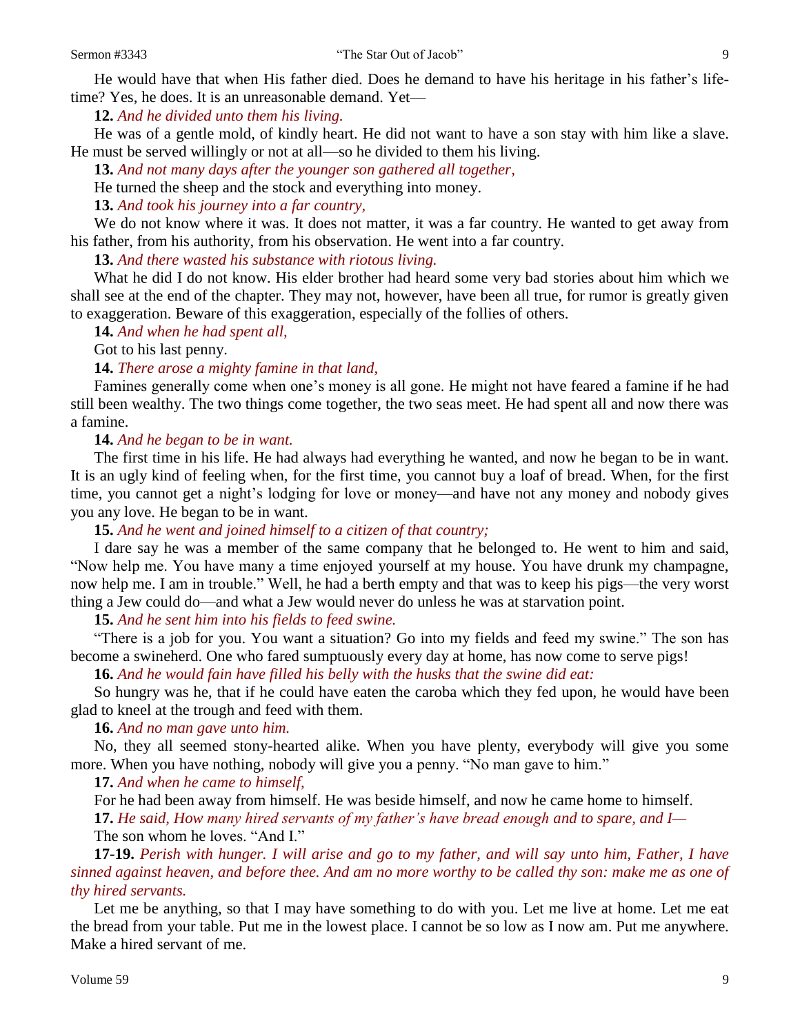He would have that when His father died. Does he demand to have his heritage in his father's lifetime? Yes, he does. It is an unreasonable demand. Yet—

**12.** *And he divided unto them his living.*

He was of a gentle mold, of kindly heart. He did not want to have a son stay with him like a slave. He must be served willingly or not at all—so he divided to them his living.

**13.** *And not many days after the younger son gathered all together,*

He turned the sheep and the stock and everything into money.

**13.** *And took his journey into a far country,*

We do not know where it was. It does not matter, it was a far country. He wanted to get away from his father, from his authority, from his observation. He went into a far country.

**13.** *And there wasted his substance with riotous living.*

What he did I do not know. His elder brother had heard some very bad stories about him which we shall see at the end of the chapter. They may not, however, have been all true, for rumor is greatly given to exaggeration. Beware of this exaggeration, especially of the follies of others.

**14.** *And when he had spent all,*

Got to his last penny.

**14.** *There arose a mighty famine in that land,*

Famines generally come when one's money is all gone. He might not have feared a famine if he had still been wealthy. The two things come together, the two seas meet. He had spent all and now there was a famine.

**14.** *And he began to be in want.*

The first time in his life. He had always had everything he wanted, and now he began to be in want. It is an ugly kind of feeling when, for the first time, you cannot buy a loaf of bread. When, for the first time, you cannot get a night's lodging for love or money—and have not any money and nobody gives you any love. He began to be in want.

**15.** *And he went and joined himself to a citizen of that country;*

I dare say he was a member of the same company that he belonged to. He went to him and said, "Now help me. You have many a time enjoyed yourself at my house. You have drunk my champagne, now help me. I am in trouble." Well, he had a berth empty and that was to keep his pigs—the very worst thing a Jew could do—and what a Jew would never do unless he was at starvation point.

**15.** *And he sent him into his fields to feed swine.*

"There is a job for you. You want a situation? Go into my fields and feed my swine." The son has become a swineherd. One who fared sumptuously every day at home, has now come to serve pigs!

**16.** *And he would fain have filled his belly with the husks that the swine did eat:*

So hungry was he, that if he could have eaten the caroba which they fed upon, he would have been glad to kneel at the trough and feed with them.

**16.** *And no man gave unto him.*

No, they all seemed stony-hearted alike. When you have plenty, everybody will give you some more. When you have nothing, nobody will give you a penny. "No man gave to him."

**17.** *And when he came to himself,*

For he had been away from himself. He was beside himself, and now he came home to himself.

**17.** *He said, How many hired servants of my father's have bread enough and to spare, and I—*

The son whom he loves. "And I."

**17-19.** *Perish with hunger. I will arise and go to my father, and will say unto him, Father, I have sinned against heaven, and before thee. And am no more worthy to be called thy son: make me as one of thy hired servants.*

Let me be anything, so that I may have something to do with you. Let me live at home. Let me eat the bread from your table. Put me in the lowest place. I cannot be so low as I now am. Put me anywhere. Make a hired servant of me.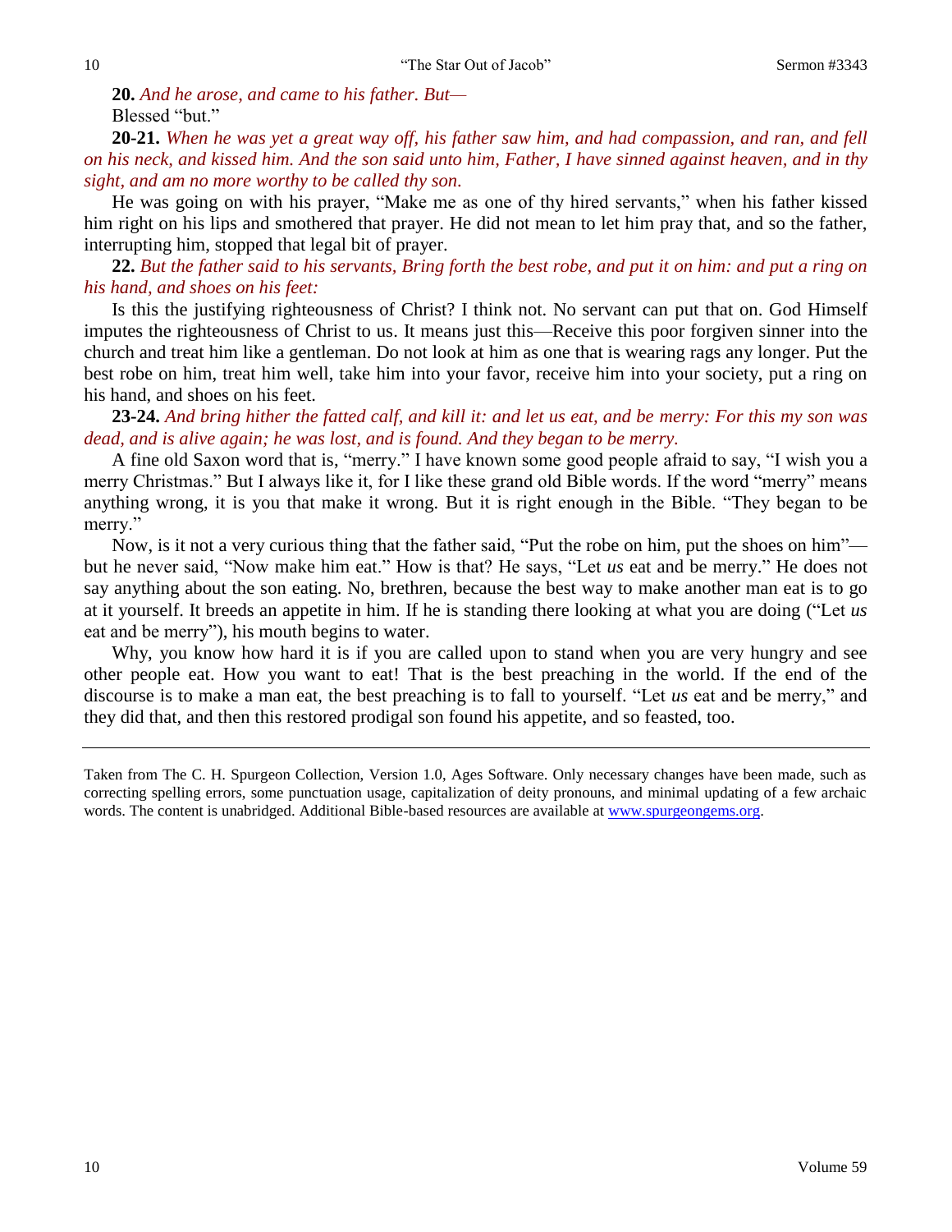**20.** *And he arose, and came to his father. But—*

Blessed "but."

**20-21.** *When he was yet a great way off, his father saw him, and had compassion, and ran, and fell on his neck, and kissed him. And the son said unto him, Father, I have sinned against heaven, and in thy sight, and am no more worthy to be called thy son.*

He was going on with his prayer, "Make me as one of thy hired servants," when his father kissed him right on his lips and smothered that prayer. He did not mean to let him pray that, and so the father, interrupting him, stopped that legal bit of prayer.

**22.** *But the father said to his servants, Bring forth the best robe, and put it on him: and put a ring on his hand, and shoes on his feet:*

Is this the justifying righteousness of Christ? I think not. No servant can put that on. God Himself imputes the righteousness of Christ to us. It means just this—Receive this poor forgiven sinner into the church and treat him like a gentleman. Do not look at him as one that is wearing rags any longer. Put the best robe on him, treat him well, take him into your favor, receive him into your society, put a ring on his hand, and shoes on his feet.

**23-24.** *And bring hither the fatted calf, and kill it: and let us eat, and be merry: For this my son was dead, and is alive again; he was lost, and is found. And they began to be merry.*

A fine old Saxon word that is, "merry." I have known some good people afraid to say, "I wish you a merry Christmas." But I always like it, for I like these grand old Bible words. If the word "merry" means anything wrong, it is you that make it wrong. But it is right enough in the Bible. "They began to be merry."

Now, is it not a very curious thing that the father said, "Put the robe on him, put the shoes on him"—but he never said, "Now make him eat." How is that? He says, "Let *us* eat and be merry." He does not say anything about the son eating. No, brethren, because the best way to make another man eat is to go at it yourself. It breeds an appetite in him. If he is standing there looking at what you are doing ("Let *us* eat and be merry"), his mouth begins to water.

Why, you know how hard it is if you are called upon to stand when you are very hungry and see other people eat. How you want to eat! That is the best preaching in the world. If the end of the discourse is to make a man eat, the best preaching is to fall to yourself. "Let *us* eat and be merry," and they did that, and then this restored prodigal son found his appetite, and so feasted, too.

---

Taken from The C. H. Spurgeon Collection, Version 1.0, Ages Software. Only necessary changes have been made, such as correcting spelling errors, some punctuation usage, capitalization of deity pronouns, and minimal updating of a few archaic words. The content is unabridged. Additional Bible-based resources are available at www.spurgeongems.org.